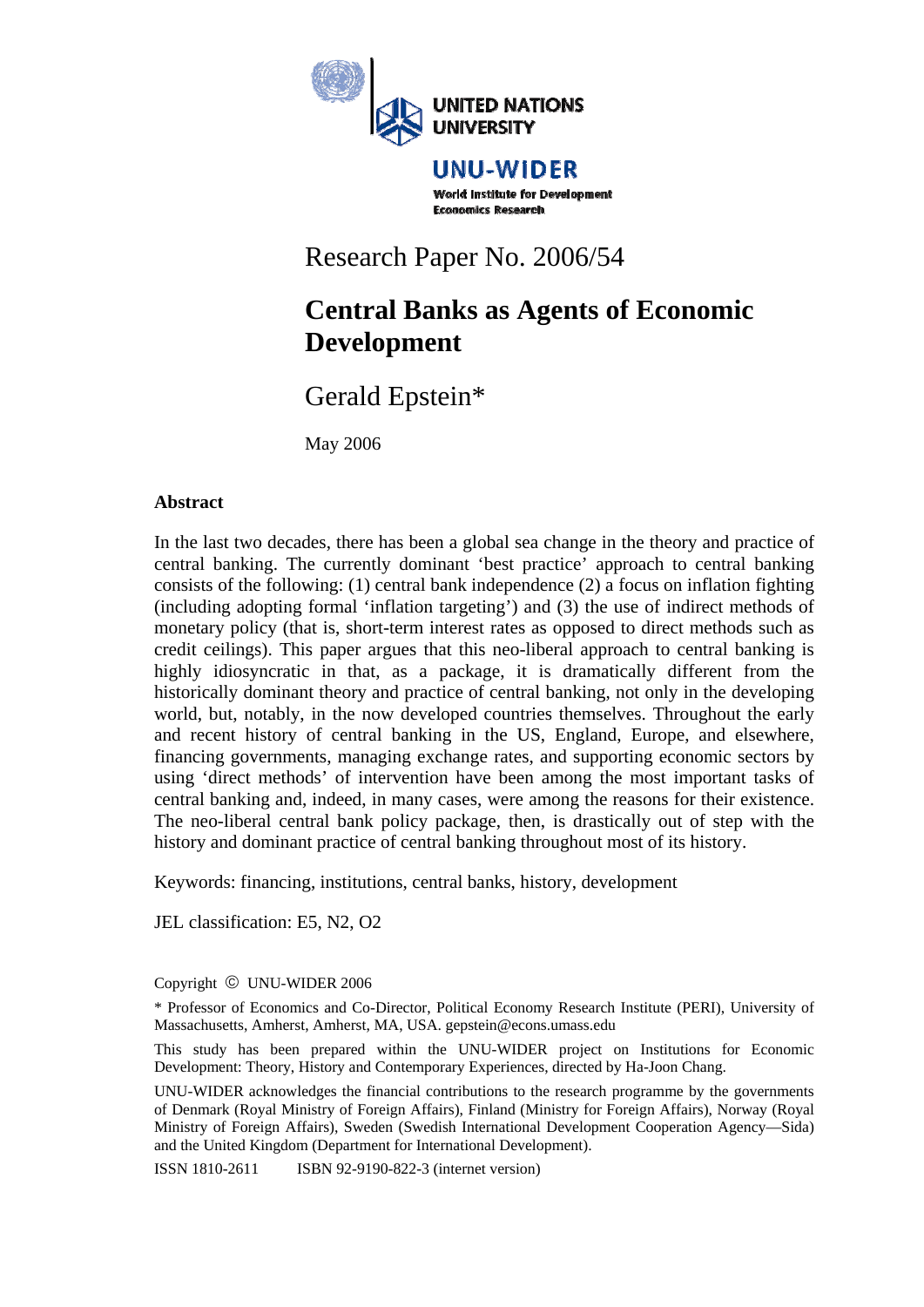UNITED NATIONS UNIVERSITY

UNU-WIDER

World Institute for Development Economics Research

Research Paper No. 2006/54

# Central Banks as Agents of Economic Development

Gerald Epstein*

May 2006

## Abstract

In the last two decades, there has been a global sea change in the theory and practice of central banking. The currently dominant 'best practice' approach to central banking consists of the following: (1) central bank independence (2) a focus on inflation fighting (including adopting formal 'inflation targeting') and (3) the use of indirect methods of monetary policy (that is, short-term interest rates as opposed to direct methods such as credit ceilings). This paper argues that this neo-liberal approach to central banking is highly idiosyncratic in that, as a package, it is dramatically different from the historically dominant theory and practice of central banking, not only in the developing world, but, notably, in the now developed countries themselves. Throughout the early and recent history of central banking in the US, England, Europe, and elsewhere, financing governments, managing exchange rates, and supporting economic sectors by using 'direct methods' of intervention have been among the most important tasks of central banking and, indeed, in many cases, were among the reasons for their existence. The neo-liberal central bank policy package, then, is drastically out of step with the history and dominant practice of central banking throughout most of its history.

Keywords: financing, institutions, central banks, history, development

JEL classification: E5, N2, O2

Copyright © UNU-WIDER 2006

\* Professor of Economics and Co-Director, Political Economy Research Institute (PERI), University of Massachusetts, Amherst, Amherst, MA, USA. gepstein@econs.umass.edu

This study has been prepared within the UNU-WIDER project on Institutions for Economic Development: Theory, History and Contemporary Experiences, directed by Ha-Joon Chang.

UNU-WIDER acknowledges the financial contributions to the research programme by the governments of Denmark (Royal Ministry of Foreign Affairs), Finland (Ministry for Foreign Affairs), Norway (Royal Ministry of Foreign Affairs), Sweden (Swedish International Development Cooperation Agency—Sida) and the United Kingdom (Department for International Development).

ISSN 1810-2611 ISBN 92-9190-822-3 (internet version)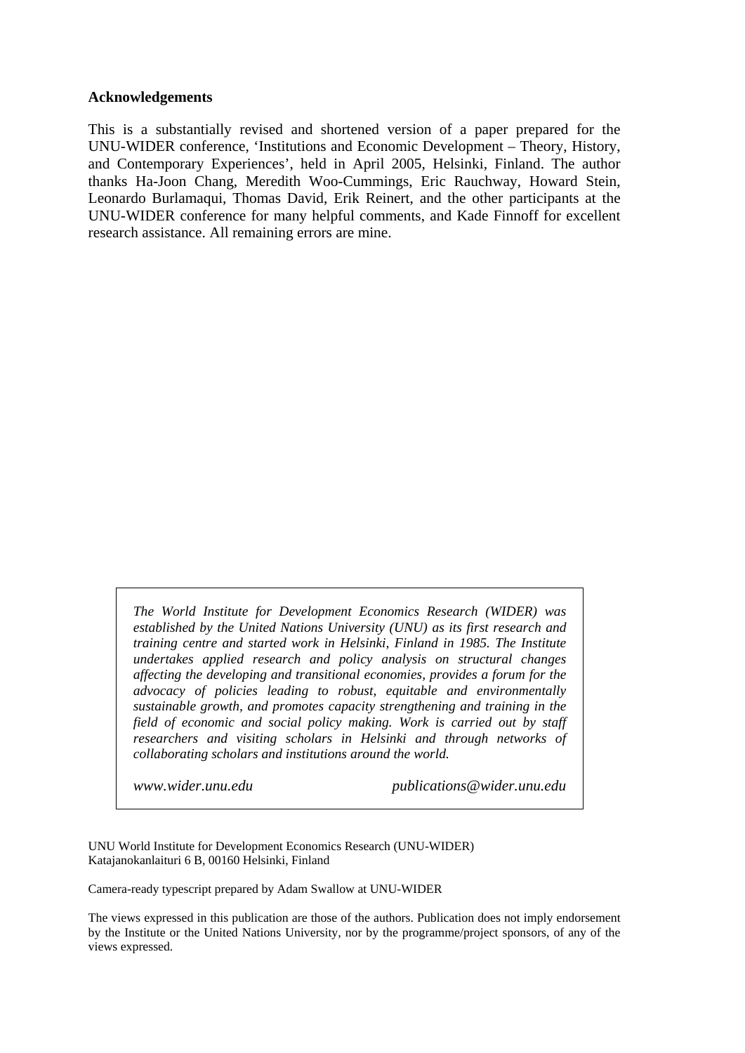**Acknowledgements**

This is a substantially revised and shortened version of a paper prepared for the UNU-WIDER conference, 'Institutions and Economic Development – Theory, History, and Contemporary Experiences', held in April 2005, Helsinki, Finland. The author thanks Ha-Joon Chang, Meredith Woo-Cummings, Eric Rauchway, Howard Stein, Leonardo Burlamaqui, Thomas David, Erik Reinert, and the other participants at the UNU-WIDER conference for many helpful comments, and Kade Finnoff for excellent research assistance. All remaining errors are mine.

*The World Institute for Development Economics Research (WIDER) was established by the United Nations University (UNU) as its first research and training centre and started work in Helsinki, Finland in 1985. The Institute undertakes applied research and policy analysis on structural changes affecting the developing and transitional economies, provides a forum for the advocacy of policies leading to robust, equitable and environmentally sustainable growth, and promotes capacity strengthening and training in the field of economic and social policy making. Work is carried out by staff researchers and visiting scholars in Helsinki and through networks of collaborating scholars and institutions around the world.*

*www.wider.unu.edu* *publications@wider.unu.edu*

UNU World Institute for Development Economics Research (UNU-WIDER)
Katajanokanlaituri 6 B, 00160 Helsinki, Finland

Camera-ready typescript prepared by Adam Swallow at UNU-WIDER

The views expressed in this publication are those of the authors. Publication does not imply endorsement by the Institute or the United Nations University, nor by the programme/project sponsors, of any of the views expressed.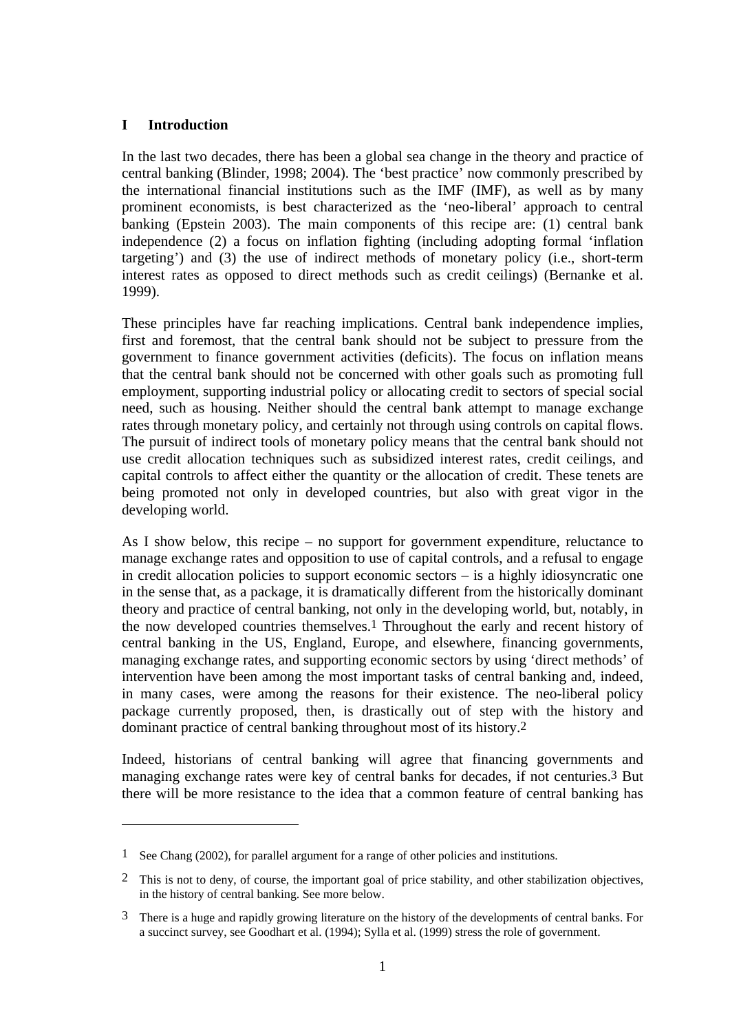## I Introduction

In the last two decades, there has been a global sea change in the theory and practice of central banking (Blinder, 1998; 2004). The 'best practice' now commonly prescribed by the international financial institutions such as the IMF (IMF), as well as by many prominent economists, is best characterized as the 'neo-liberal' approach to central banking (Epstein 2003). The main components of this recipe are: (1) central bank independence (2) a focus on inflation fighting (including adopting formal 'inflation targeting') and (3) the use of indirect methods of monetary policy (i.e., short-term interest rates as opposed to direct methods such as credit ceilings) (Bernanke et al. 1999).

These principles have far reaching implications. Central bank independence implies, first and foremost, that the central bank should not be subject to pressure from the government to finance government activities (deficits). The focus on inflation means that the central bank should not be concerned with other goals such as promoting full employment, supporting industrial policy or allocating credit to sectors of special social need, such as housing. Neither should the central bank attempt to manage exchange rates through monetary policy, and certainly not through using controls on capital flows. The pursuit of indirect tools of monetary policy means that the central bank should not use credit allocation techniques such as subsidized interest rates, credit ceilings, and capital controls to affect either the quantity or the allocation of credit. These tenets are being promoted not only in developed countries, but also with great vigor in the developing world.

As I show below, this recipe – no support for government expenditure, reluctance to manage exchange rates and opposition to use of capital controls, and a refusal to engage in credit allocation policies to support economic sectors – is a highly idiosyncratic one in the sense that, as a package, it is dramatically different from the historically dominant theory and practice of central banking, not only in the developing world, but, notably, in the now developed countries themselves.[1] Throughout the early and recent history of central banking in the US, England, Europe, and elsewhere, financing governments, managing exchange rates, and supporting economic sectors by using 'direct methods' of intervention have been among the most important tasks of central banking and, indeed, in many cases, were among the reasons for their existence. The neo-liberal policy package currently proposed, then, is drastically out of step with the history and dominant practice of central banking throughout most of its history.[2]

Indeed, historians of central banking will agree that financing governments and managing exchange rates were key of central banks for decades, if not centuries.[3] But there will be more resistance to the idea that a common feature of central banking has

---

1 See Chang (2002), for parallel argument for a range of other policies and institutions.

2 This is not to deny, of course, the important goal of price stability, and other stabilization objectives, in the history of central banking. See more below.

3 There is a huge and rapidly growing literature on the history of the developments of central banks. For a succinct survey, see Goodhart et al. (1994); Sylla et al. (1999) stress the role of government.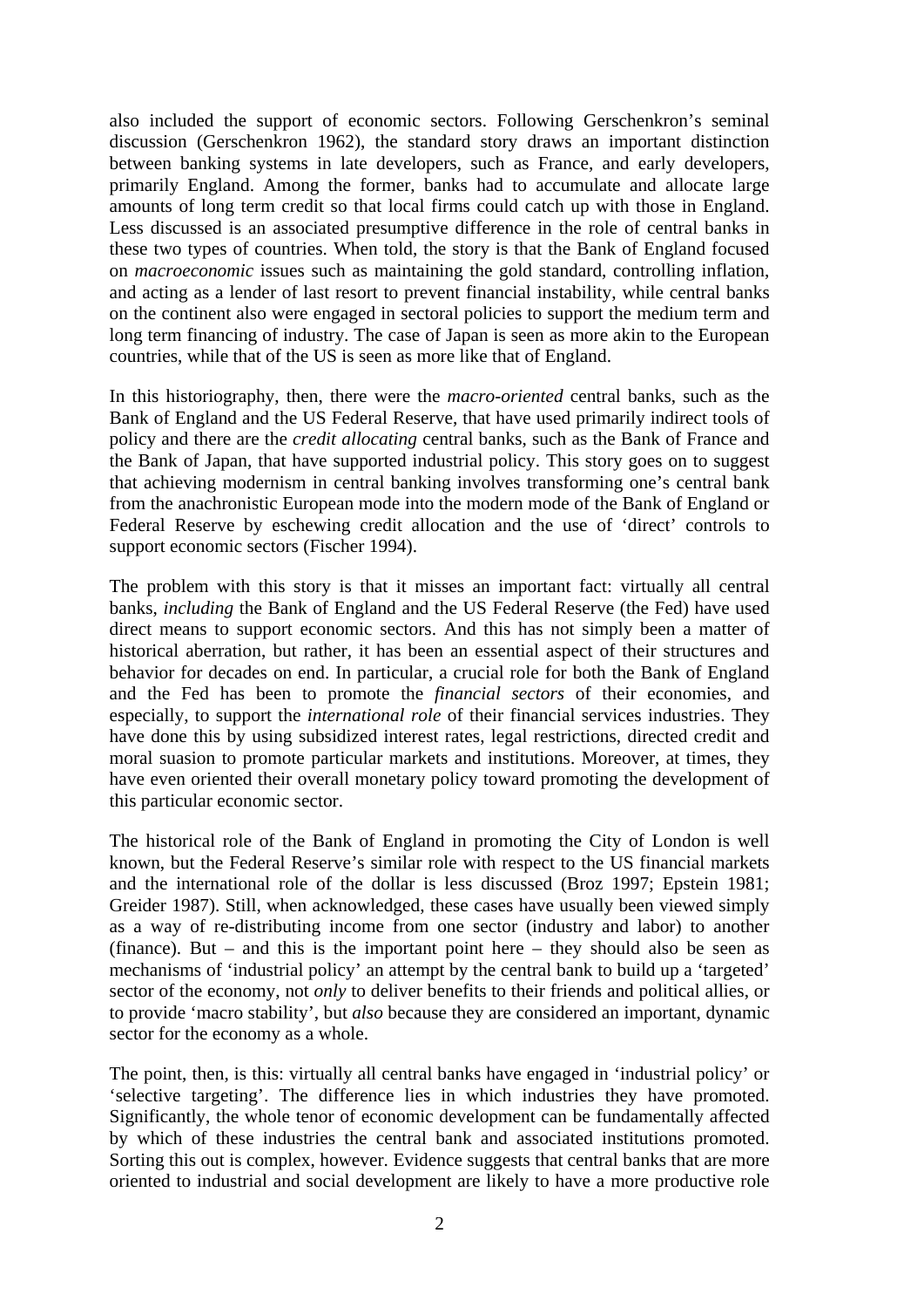also included the support of economic sectors. Following Gerschenkron's seminal discussion (Gerschenkron 1962), the standard story draws an important distinction between banking systems in late developers, such as France, and early developers, primarily England. Among the former, banks had to accumulate and allocate large amounts of long term credit so that local firms could catch up with those in England. Less discussed is an associated presumptive difference in the role of central banks in these two types of countries. When told, the story is that the Bank of England focused on *macroeconomic* issues such as maintaining the gold standard, controlling inflation, and acting as a lender of last resort to prevent financial instability, while central banks on the continent also were engaged in sectoral policies to support the medium term and long term financing of industry. The case of Japan is seen as more akin to the European countries, while that of the US is seen as more like that of England.

In this historiography, then, there were the *macro-oriented* central banks, such as the Bank of England and the US Federal Reserve, that have used primarily indirect tools of policy and there are the *credit allocating* central banks, such as the Bank of France and the Bank of Japan, that have supported industrial policy. This story goes on to suggest that achieving modernism in central banking involves transforming one's central bank from the anachronistic European mode into the modern mode of the Bank of England or Federal Reserve by eschewing credit allocation and the use of 'direct' controls to support economic sectors (Fischer 1994).

The problem with this story is that it misses an important fact: virtually all central banks, *including* the Bank of England and the US Federal Reserve (the Fed) have used direct means to support economic sectors. And this has not simply been a matter of historical aberration, but rather, it has been an essential aspect of their structures and behavior for decades on end. In particular, a crucial role for both the Bank of England and the Fed has been to promote the *financial sectors* of their economies, and especially, to support the *international role* of their financial services industries. They have done this by using subsidized interest rates, legal restrictions, directed credit and moral suasion to promote particular markets and institutions. Moreover, at times, they have even oriented their overall monetary policy toward promoting the development of this particular economic sector.

The historical role of the Bank of England in promoting the City of London is well known, but the Federal Reserve's similar role with respect to the US financial markets and the international role of the dollar is less discussed (Broz 1997; Epstein 1981; Greider 1987). Still, when acknowledged, these cases have usually been viewed simply as a way of re-distributing income from one sector (industry and labor) to another (finance). But – and this is the important point here – they should also be seen as mechanisms of 'industrial policy' an attempt by the central bank to build up a 'targeted' sector of the economy, not *only* to deliver benefits to their friends and political allies, or to provide 'macro stability', but *also* because they are considered an important, dynamic sector for the economy as a whole.

The point, then, is this: virtually all central banks have engaged in 'industrial policy' or 'selective targeting'. The difference lies in which industries they have promoted. Significantly, the whole tenor of economic development can be fundamentally affected by which of these industries the central bank and associated institutions promoted. Sorting this out is complex, however. Evidence suggests that central banks that are more oriented to industrial and social development are likely to have a more productive role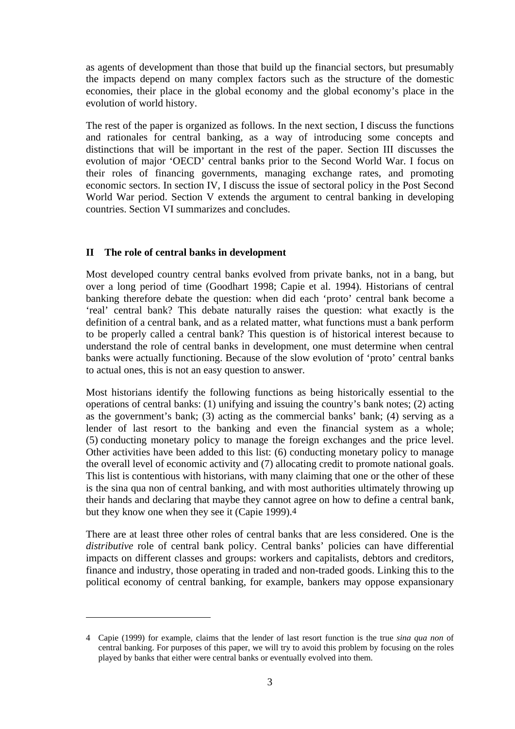as agents of development than those that build up the financial sectors, but presumably the impacts depend on many complex factors such as the structure of the domestic economies, their place in the global economy and the global economy's place in the evolution of world history.

The rest of the paper is organized as follows. In the next section, I discuss the functions and rationales for central banking, as a way of introducing some concepts and distinctions that will be important in the rest of the paper. Section III discusses the evolution of major 'OECD' central banks prior to the Second World War. I focus on their roles of financing governments, managing exchange rates, and promoting economic sectors. In section IV, I discuss the issue of sectoral policy in the Post Second World War period. Section V extends the argument to central banking in developing countries. Section VI summarizes and concludes.

## II The role of central banks in development

Most developed country central banks evolved from private banks, not in a bang, but over a long period of time (Goodhart 1998; Capie et al. 1994). Historians of central banking therefore debate the question: when did each 'proto' central bank become a 'real' central bank? This debate naturally raises the question: what exactly is the definition of a central bank, and as a related matter, what functions must a bank perform to be properly called a central bank? This question is of historical interest because to understand the role of central banks in development, one must determine when central banks were actually functioning. Because of the slow evolution of 'proto' central banks to actual ones, this is not an easy question to answer.

Most historians identify the following functions as being historically essential to the operations of central banks: (1) unifying and issuing the country's bank notes; (2) acting as the government's bank; (3) acting as the commercial banks' bank; (4) serving as a lender of last resort to the banking and even the financial system as a whole; (5) conducting monetary policy to manage the foreign exchanges and the price level. Other activities have been added to this list: (6) conducting monetary policy to manage the overall level of economic activity and (7) allocating credit to promote national goals. This list is contentious with historians, with many claiming that one or the other of these is the sina qua non of central banking, and with most authorities ultimately throwing up their hands and declaring that maybe they cannot agree on how to define a central bank, but they know one when they see it (Capie 1999).[4]

There are at least three other roles of central banks that are less considered. One is the *distributive* role of central bank policy. Central banks' policies can have differential impacts on different classes and groups: workers and capitalists, debtors and creditors, finance and industry, those operating in traded and non-traded goods. Linking this to the political economy of central banking, for example, bankers may oppose expansionary

---

4 Capie (1999) for example, claims that the lender of last resort function is the true *sina qua non* of central banking. For purposes of this paper, we will try to avoid this problem by focusing on the roles played by banks that either were central banks or eventually evolved into them.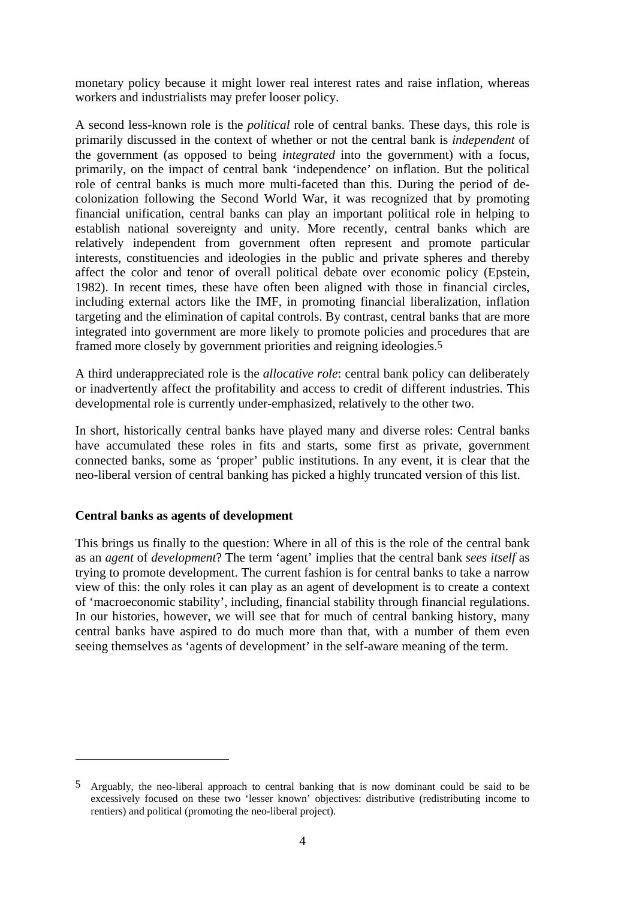monetary policy because it might lower real interest rates and raise inflation, whereas workers and industrialists may prefer looser policy.

A second less-known role is the *political* role of central banks. These days, this role is primarily discussed in the context of whether or not the central bank is *independent* of the government (as opposed to being *integrated* into the government) with a focus, primarily, on the impact of central bank 'independence' on inflation. But the political role of central banks is much more multi-faceted than this. During the period of de-colonization following the Second World War, it was recognized that by promoting financial unification, central banks can play an important political role in helping to establish national sovereignty and unity. More recently, central banks which are relatively independent from government often represent and promote particular interests, constituencies and ideologies in the public and private spheres and thereby affect the color and tenor of overall political debate over economic policy (Epstein, 1982). In recent times, these have often been aligned with those in financial circles, including external actors like the IMF, in promoting financial liberalization, inflation targeting and the elimination of capital controls. By contrast, central banks that are more integrated into government are more likely to promote policies and procedures that are framed more closely by government priorities and reigning ideologies.[5]

A third underappreciated role is the *allocative role*: central bank policy can deliberately or inadvertently affect the profitability and access to credit of different industries. This developmental role is currently under-emphasized, relatively to the other two.

In short, historically central banks have played many and diverse roles: Central banks have accumulated these roles in fits and starts, some first as private, government connected banks, some as 'proper' public institutions. In any event, it is clear that the neo-liberal version of central banking has picked a highly truncated version of this list.

**Central banks as agents of development**

This brings us finally to the question: Where in all of this is the role of the central bank as an *agent* of *development*? The term 'agent' implies that the central bank *sees itself* as trying to promote development. The current fashion is for central banks to take a narrow view of this: the only roles it can play as an agent of development is to create a context of 'macroeconomic stability', including, financial stability through financial regulations. In our histories, however, we will see that for much of central banking history, many central banks have aspired to do much more than that, with a number of them even seeing themselves as 'agents of development' in the self-aware meaning of the term.

---

[5] Arguably, the neo-liberal approach to central banking that is now dominant could be said to be excessively focused on these two 'lesser known' objectives: distributive (redistributing income to rentiers) and political (promoting the neo-liberal project).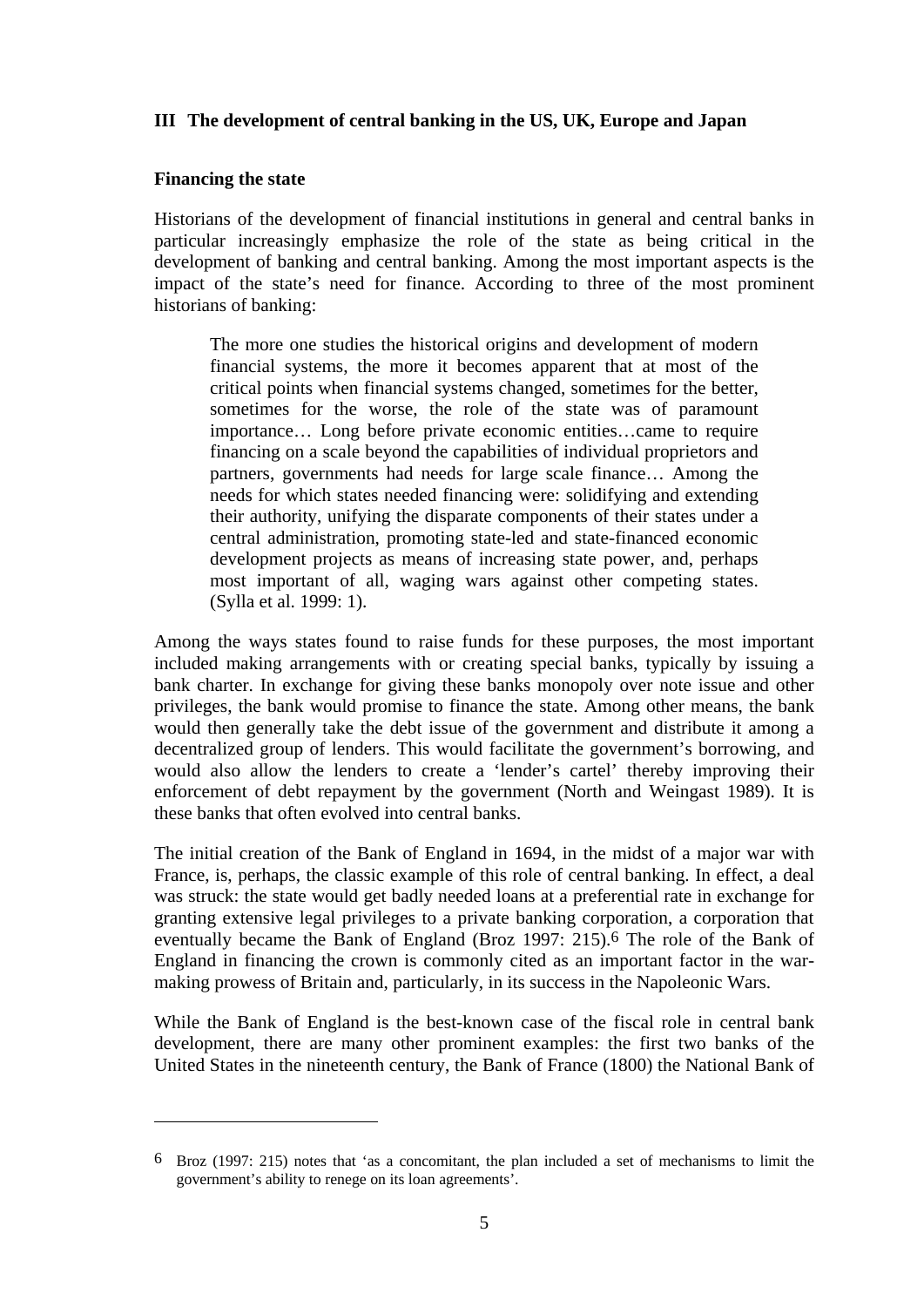## III The development of central banking in the US, UK, Europe and Japan

### Financing the state

Historians of the development of financial institutions in general and central banks in particular increasingly emphasize the role of the state as being critical in the development of banking and central banking. Among the most important aspects is the impact of the state's need for finance. According to three of the most prominent historians of banking:

> The more one studies the historical origins and development of modern financial systems, the more it becomes apparent that at most of the critical points when financial systems changed, sometimes for the better, sometimes for the worse, the role of the state was of paramount importance… Long before private economic entities…came to require financing on a scale beyond the capabilities of individual proprietors and partners, governments had needs for large scale finance… Among the needs for which states needed financing were: solidifying and extending their authority, unifying the disparate components of their states under a central administration, promoting state-led and state-financed economic development projects as means of increasing state power, and, perhaps most important of all, waging wars against other competing states. (Sylla et al. 1999: 1).

Among the ways states found to raise funds for these purposes, the most important included making arrangements with or creating special banks, typically by issuing a bank charter. In exchange for giving these banks monopoly over note issue and other privileges, the bank would promise to finance the state. Among other means, the bank would then generally take the debt issue of the government and distribute it among a decentralized group of lenders. This would facilitate the government's borrowing, and would also allow the lenders to create a 'lender's cartel' thereby improving their enforcement of debt repayment by the government (North and Weingast 1989). It is these banks that often evolved into central banks.

The initial creation of the Bank of England in 1694, in the midst of a major war with France, is, perhaps, the classic example of this role of central banking. In effect, a deal was struck: the state would get badly needed loans at a preferential rate in exchange for granting extensive legal privileges to a private banking corporation, a corporation that eventually became the Bank of England (Broz 1997: 215).[6] The role of the Bank of England in financing the crown is commonly cited as an important factor in the war-making prowess of Britain and, particularly, in its success in the Napoleonic Wars.

While the Bank of England is the best-known case of the fiscal role in central bank development, there are many other prominent examples: the first two banks of the United States in the nineteenth century, the Bank of France (1800) the National Bank of

---

[6] Broz (1997: 215) notes that 'as a concomitant, the plan included a set of mechanisms to limit the government's ability to renege on its loan agreements'.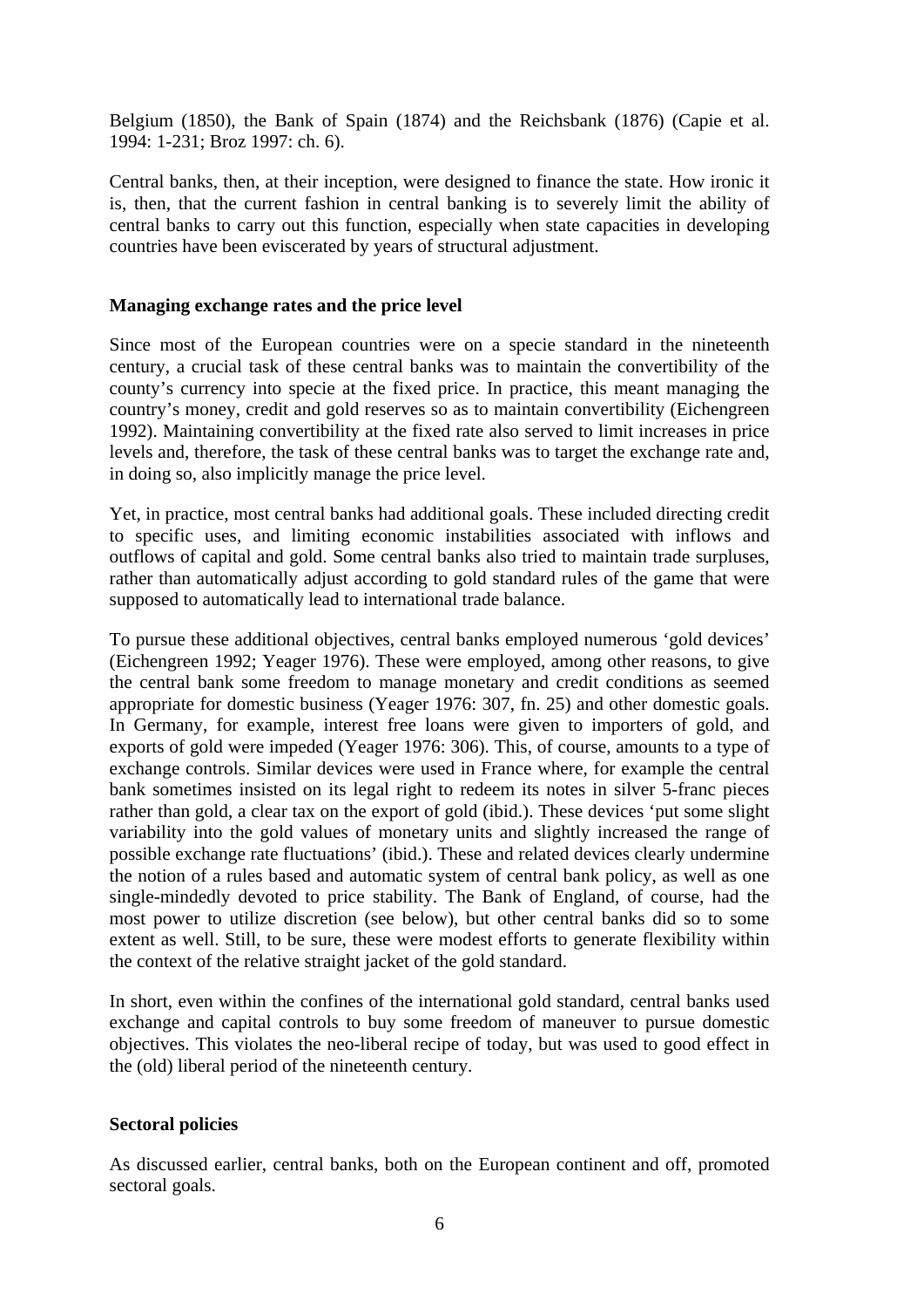Belgium (1850), the Bank of Spain (1874) and the Reichsbank (1876) (Capie et al. 1994: 1-231; Broz 1997: ch. 6).

Central banks, then, at their inception, were designed to finance the state. How ironic it is, then, that the current fashion in central banking is to severely limit the ability of central banks to carry out this function, especially when state capacities in developing countries have been eviscerated by years of structural adjustment.

**Managing exchange rates and the price level**

Since most of the European countries were on a specie standard in the nineteenth century, a crucial task of these central banks was to maintain the convertibility of the county's currency into specie at the fixed price. In practice, this meant managing the country's money, credit and gold reserves so as to maintain convertibility (Eichengreen 1992). Maintaining convertibility at the fixed rate also served to limit increases in price levels and, therefore, the task of these central banks was to target the exchange rate and, in doing so, also implicitly manage the price level.

Yet, in practice, most central banks had additional goals. These included directing credit to specific uses, and limiting economic instabilities associated with inflows and outflows of capital and gold. Some central banks also tried to maintain trade surpluses, rather than automatically adjust according to gold standard rules of the game that were supposed to automatically lead to international trade balance.

To pursue these additional objectives, central banks employed numerous 'gold devices' (Eichengreen 1992; Yeager 1976). These were employed, among other reasons, to give the central bank some freedom to manage monetary and credit conditions as seemed appropriate for domestic business (Yeager 1976: 307, fn. 25) and other domestic goals. In Germany, for example, interest free loans were given to importers of gold, and exports of gold were impeded (Yeager 1976: 306). This, of course, amounts to a type of exchange controls. Similar devices were used in France where, for example the central bank sometimes insisted on its legal right to redeem its notes in silver 5-franc pieces rather than gold, a clear tax on the export of gold (ibid.). These devices 'put some slight variability into the gold values of monetary units and slightly increased the range of possible exchange rate fluctuations' (ibid.). These and related devices clearly undermine the notion of a rules based and automatic system of central bank policy, as well as one single-mindedly devoted to price stability. The Bank of England, of course, had the most power to utilize discretion (see below), but other central banks did so to some extent as well. Still, to be sure, these were modest efforts to generate flexibility within the context of the relative straight jacket of the gold standard.

In short, even within the confines of the international gold standard, central banks used exchange and capital controls to buy some freedom of maneuver to pursue domestic objectives. This violates the neo-liberal recipe of today, but was used to good effect in the (old) liberal period of the nineteenth century.

**Sectoral policies**

As discussed earlier, central banks, both on the European continent and off, promoted sectoral goals.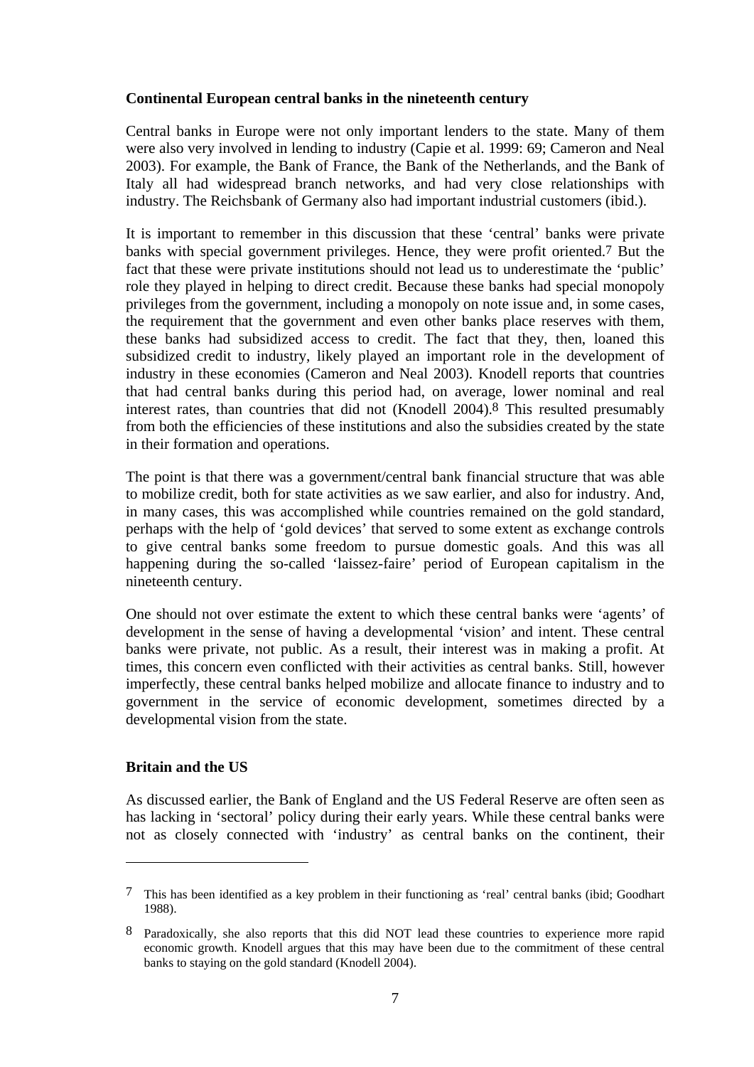### Continental European central banks in the nineteenth century

Central banks in Europe were not only important lenders to the state. Many of them were also very involved in lending to industry (Capie et al. 1999: 69; Cameron and Neal 2003). For example, the Bank of France, the Bank of the Netherlands, and the Bank of Italy all had widespread branch networks, and had very close relationships with industry. The Reichsbank of Germany also had important industrial customers (ibid.).

It is important to remember in this discussion that these 'central' banks were private banks with special government privileges. Hence, they were profit oriented.[7] But the fact that these were private institutions should not lead us to underestimate the 'public' role they played in helping to direct credit. Because these banks had special monopoly privileges from the government, including a monopoly on note issue and, in some cases, the requirement that the government and even other banks place reserves with them, these banks had subsidized access to credit. The fact that they, then, loaned this subsidized credit to industry, likely played an important role in the development of industry in these economies (Cameron and Neal 2003). Knodell reports that countries that had central banks during this period had, on average, lower nominal and real interest rates, than countries that did not (Knodell 2004).[8] This resulted presumably from both the efficiencies of these institutions and also the subsidies created by the state in their formation and operations.

The point is that there was a government/central bank financial structure that was able to mobilize credit, both for state activities as we saw earlier, and also for industry. And, in many cases, this was accomplished while countries remained on the gold standard, perhaps with the help of 'gold devices' that served to some extent as exchange controls to give central banks some freedom to pursue domestic goals. And this was all happening during the so-called 'laissez-faire' period of European capitalism in the nineteenth century.

One should not over estimate the extent to which these central banks were 'agents' of development in the sense of having a developmental 'vision' and intent. These central banks were private, not public. As a result, their interest was in making a profit. At times, this concern even conflicted with their activities as central banks. Still, however imperfectly, these central banks helped mobilize and allocate finance to industry and to government in the service of economic development, sometimes directed by a developmental vision from the state.

### Britain and the US

As discussed earlier, the Bank of England and the US Federal Reserve are often seen as has lacking in 'sectoral' policy during their early years. While these central banks were not as closely connected with 'industry' as central banks on the continent, their

---

[7] This has been identified as a key problem in their functioning as 'real' central banks (ibid; Goodhart 1988).

[8] Paradoxically, she also reports that this did NOT lead these countries to experience more rapid economic growth. Knodell argues that this may have been due to the commitment of these central banks to staying on the gold standard (Knodell 2004).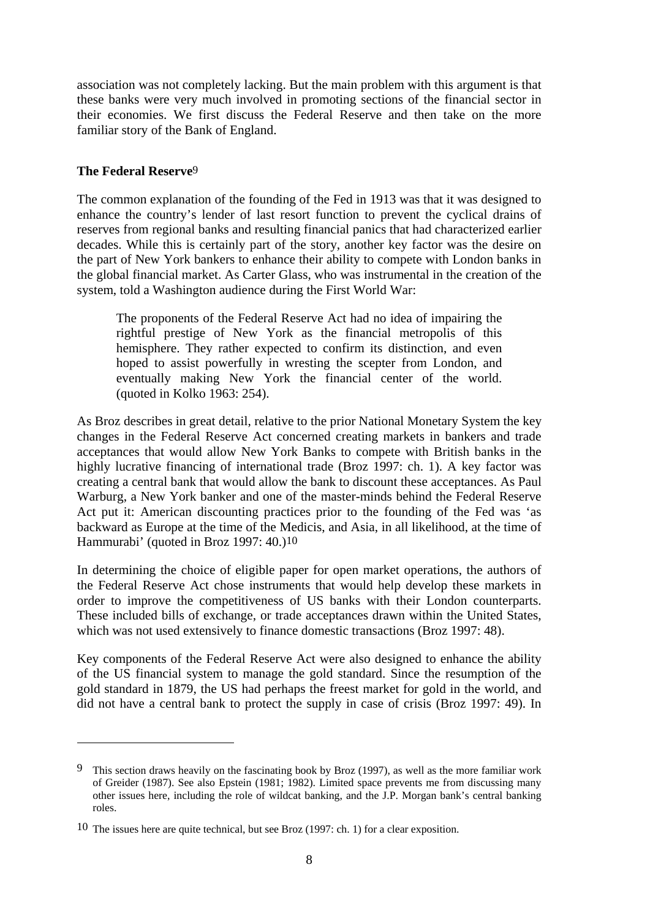association was not completely lacking. But the main problem with this argument is that these banks were very much involved in promoting sections of the financial sector in their economies. We first discuss the Federal Reserve and then take on the more familiar story of the Bank of England.

### The Federal Reserve[9]

The common explanation of the founding of the Fed in 1913 was that it was designed to enhance the country's lender of last resort function to prevent the cyclical drains of reserves from regional banks and resulting financial panics that had characterized earlier decades. While this is certainly part of the story, another key factor was the desire on the part of New York bankers to enhance their ability to compete with London banks in the global financial market. As Carter Glass, who was instrumental in the creation of the system, told a Washington audience during the First World War:

> The proponents of the Federal Reserve Act had no idea of impairing the rightful prestige of New York as the financial metropolis of this hemisphere. They rather expected to confirm its distinction, and even hoped to assist powerfully in wresting the scepter from London, and eventually making New York the financial center of the world. (quoted in Kolko 1963: 254).

As Broz describes in great detail, relative to the prior National Monetary System the key changes in the Federal Reserve Act concerned creating markets in bankers and trade acceptances that would allow New York Banks to compete with British banks in the highly lucrative financing of international trade (Broz 1997: ch. 1). A key factor was creating a central bank that would allow the bank to discount these acceptances. As Paul Warburg, a New York banker and one of the master-minds behind the Federal Reserve Act put it: American discounting practices prior to the founding of the Fed was 'as backward as Europe at the time of the Medicis, and Asia, in all likelihood, at the time of Hammurabi' (quoted in Broz 1997: 40.)[10]

In determining the choice of eligible paper for open market operations, the authors of the Federal Reserve Act chose instruments that would help develop these markets in order to improve the competitiveness of US banks with their London counterparts. These included bills of exchange, or trade acceptances drawn within the United States, which was not used extensively to finance domestic transactions (Broz 1997: 48).

Key components of the Federal Reserve Act were also designed to enhance the ability of the US financial system to manage the gold standard. Since the resumption of the gold standard in 1879, the US had perhaps the freest market for gold in the world, and did not have a central bank to protect the supply in case of crisis (Broz 1997: 49). In

---

[9] This section draws heavily on the fascinating book by Broz (1997), as well as the more familiar work of Greider (1987). See also Epstein (1981; 1982). Limited space prevents me from discussing many other issues here, including the role of wildcat banking, and the J.P. Morgan bank's central banking roles.

[10] The issues here are quite technical, but see Broz (1997: ch. 1) for a clear exposition.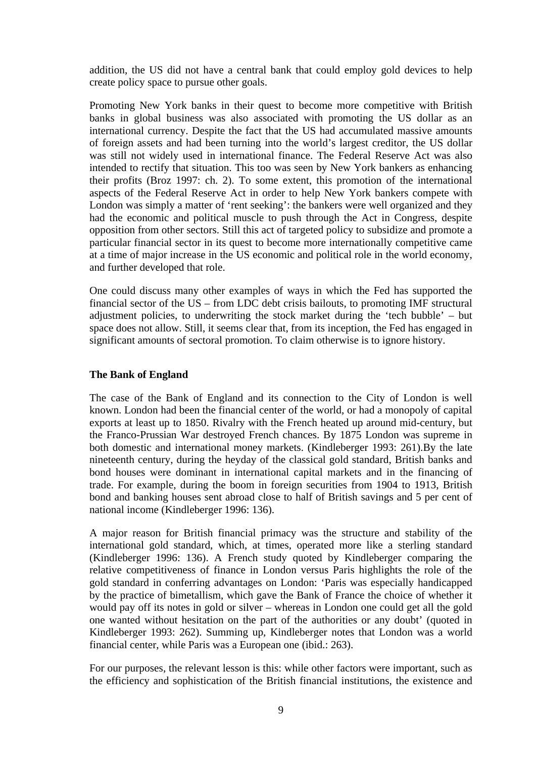addition, the US did not have a central bank that could employ gold devices to help create policy space to pursue other goals.

Promoting New York banks in their quest to become more competitive with British banks in global business was also associated with promoting the US dollar as an international currency. Despite the fact that the US had accumulated massive amounts of foreign assets and had been turning into the world's largest creditor, the US dollar was still not widely used in international finance. The Federal Reserve Act was also intended to rectify that situation. This too was seen by New York bankers as enhancing their profits (Broz 1997: ch. 2). To some extent, this promotion of the international aspects of the Federal Reserve Act in order to help New York bankers compete with London was simply a matter of 'rent seeking': the bankers were well organized and they had the economic and political muscle to push through the Act in Congress, despite opposition from other sectors. Still this act of targeted policy to subsidize and promote a particular financial sector in its quest to become more internationally competitive came at a time of major increase in the US economic and political role in the world economy, and further developed that role.

One could discuss many other examples of ways in which the Fed has supported the financial sector of the US – from LDC debt crisis bailouts, to promoting IMF structural adjustment policies, to underwriting the stock market during the 'tech bubble' – but space does not allow. Still, it seems clear that, from its inception, the Fed has engaged in significant amounts of sectoral promotion. To claim otherwise is to ignore history.

**The Bank of England**

The case of the Bank of England and its connection to the City of London is well known. London had been the financial center of the world, or had a monopoly of capital exports at least up to 1850. Rivalry with the French heated up around mid-century, but the Franco-Prussian War destroyed French chances. By 1875 London was supreme in both domestic and international money markets. (Kindleberger 1993: 261).By the late nineteenth century, during the heyday of the classical gold standard, British banks and bond houses were dominant in international capital markets and in the financing of trade. For example, during the boom in foreign securities from 1904 to 1913, British bond and banking houses sent abroad close to half of British savings and 5 per cent of national income (Kindleberger 1996: 136).

A major reason for British financial primacy was the structure and stability of the international gold standard, which, at times, operated more like a sterling standard (Kindleberger 1996: 136). A French study quoted by Kindleberger comparing the relative competitiveness of finance in London versus Paris highlights the role of the gold standard in conferring advantages on London: 'Paris was especially handicapped by the practice of bimetallism, which gave the Bank of France the choice of whether it would pay off its notes in gold or silver – whereas in London one could get all the gold one wanted without hesitation on the part of the authorities or any doubt' (quoted in Kindleberger 1993: 262). Summing up, Kindleberger notes that London was a world financial center, while Paris was a European one (ibid.: 263).

For our purposes, the relevant lesson is this: while other factors were important, such as the efficiency and sophistication of the British financial institutions, the existence and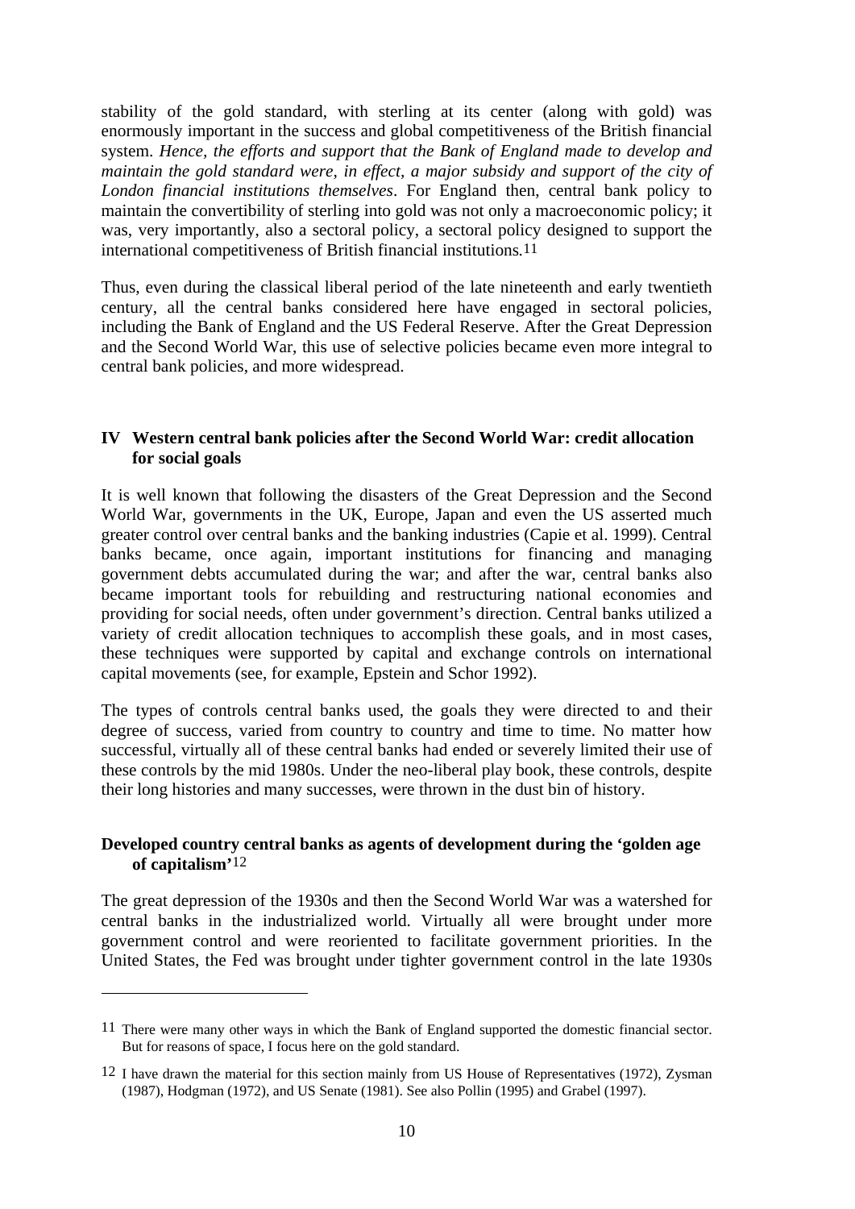stability of the gold standard, with sterling at its center (along with gold) was enormously important in the success and global competitiveness of the British financial system. *Hence, the efforts and support that the Bank of England made to develop and maintain the gold standard were, in effect, a major subsidy and support of the city of London financial institutions themselves*. For England then, central bank policy to maintain the convertibility of sterling into gold was not only a macroeconomic policy; it was, very importantly, also a sectoral policy, a sectoral policy designed to support the international competitiveness of British financial institutions.[11]

Thus, even during the classical liberal period of the late nineteenth and early twentieth century, all the central banks considered here have engaged in sectoral policies, including the Bank of England and the US Federal Reserve. After the Great Depression and the Second World War, this use of selective policies became even more integral to central bank policies, and more widespread.

## IV Western central bank policies after the Second World War: credit allocation for social goals

It is well known that following the disasters of the Great Depression and the Second World War, governments in the UK, Europe, Japan and even the US asserted much greater control over central banks and the banking industries (Capie et al. 1999). Central banks became, once again, important institutions for financing and managing government debts accumulated during the war; and after the war, central banks also became important tools for rebuilding and restructuring national economies and providing for social needs, often under government's direction. Central banks utilized a variety of credit allocation techniques to accomplish these goals, and in most cases, these techniques were supported by capital and exchange controls on international capital movements (see, for example, Epstein and Schor 1992).

The types of controls central banks used, the goals they were directed to and their degree of success, varied from country to country and time to time. No matter how successful, virtually all of these central banks had ended or severely limited their use of these controls by the mid 1980s. Under the neo-liberal play book, these controls, despite their long histories and many successes, were thrown in the dust bin of history.

### Developed country central banks as agents of development during the 'golden age of capitalism'[12]

The great depression of the 1930s and then the Second World War was a watershed for central banks in the industrialized world. Virtually all were brought under more government control and were reoriented to facilitate government priorities. In the United States, the Fed was brought under tighter government control in the late 1930s

---

[11] There were many other ways in which the Bank of England supported the domestic financial sector. But for reasons of space, I focus here on the gold standard.

[12] I have drawn the material for this section mainly from US House of Representatives (1972), Zysman (1987), Hodgman (1972), and US Senate (1981). See also Pollin (1995) and Grabel (1997).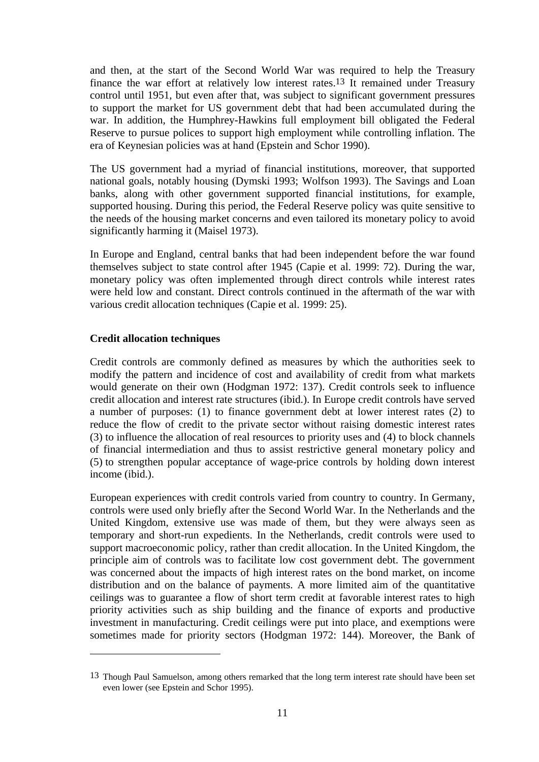and then, at the start of the Second World War was required to help the Treasury finance the war effort at relatively low interest rates.[13] It remained under Treasury control until 1951, but even after that, was subject to significant government pressures to support the market for US government debt that had been accumulated during the war. In addition, the Humphrey-Hawkins full employment bill obligated the Federal Reserve to pursue polices to support high employment while controlling inflation. The era of Keynesian policies was at hand (Epstein and Schor 1990).

The US government had a myriad of financial institutions, moreover, that supported national goals, notably housing (Dymski 1993; Wolfson 1993). The Savings and Loan banks, along with other government supported financial institutions, for example, supported housing. During this period, the Federal Reserve policy was quite sensitive to the needs of the housing market concerns and even tailored its monetary policy to avoid significantly harming it (Maisel 1973).

In Europe and England, central banks that had been independent before the war found themselves subject to state control after 1945 (Capie et al. 1999: 72). During the war, monetary policy was often implemented through direct controls while interest rates were held low and constant. Direct controls continued in the aftermath of the war with various credit allocation techniques (Capie et al. 1999: 25).

### Credit allocation techniques

Credit controls are commonly defined as measures by which the authorities seek to modify the pattern and incidence of cost and availability of credit from what markets would generate on their own (Hodgman 1972: 137). Credit controls seek to influence credit allocation and interest rate structures (ibid.). In Europe credit controls have served a number of purposes: (1) to finance government debt at lower interest rates (2) to reduce the flow of credit to the private sector without raising domestic interest rates (3) to influence the allocation of real resources to priority uses and (4) to block channels of financial intermediation and thus to assist restrictive general monetary policy and (5) to strengthen popular acceptance of wage-price controls by holding down interest income (ibid.).

European experiences with credit controls varied from country to country. In Germany, controls were used only briefly after the Second World War. In the Netherlands and the United Kingdom, extensive use was made of them, but they were always seen as temporary and short-run expedients. In the Netherlands, credit controls were used to support macroeconomic policy, rather than credit allocation. In the United Kingdom, the principle aim of controls was to facilitate low cost government debt. The government was concerned about the impacts of high interest rates on the bond market, on income distribution and on the balance of payments. A more limited aim of the quantitative ceilings was to guarantee a flow of short term credit at favorable interest rates to high priority activities such as ship building and the finance of exports and productive investment in manufacturing. Credit ceilings were put into place, and exemptions were sometimes made for priority sectors (Hodgman 1972: 144). Moreover, the Bank of

---

[13] Though Paul Samuelson, among others remarked that the long term interest rate should have been set even lower (see Epstein and Schor 1995).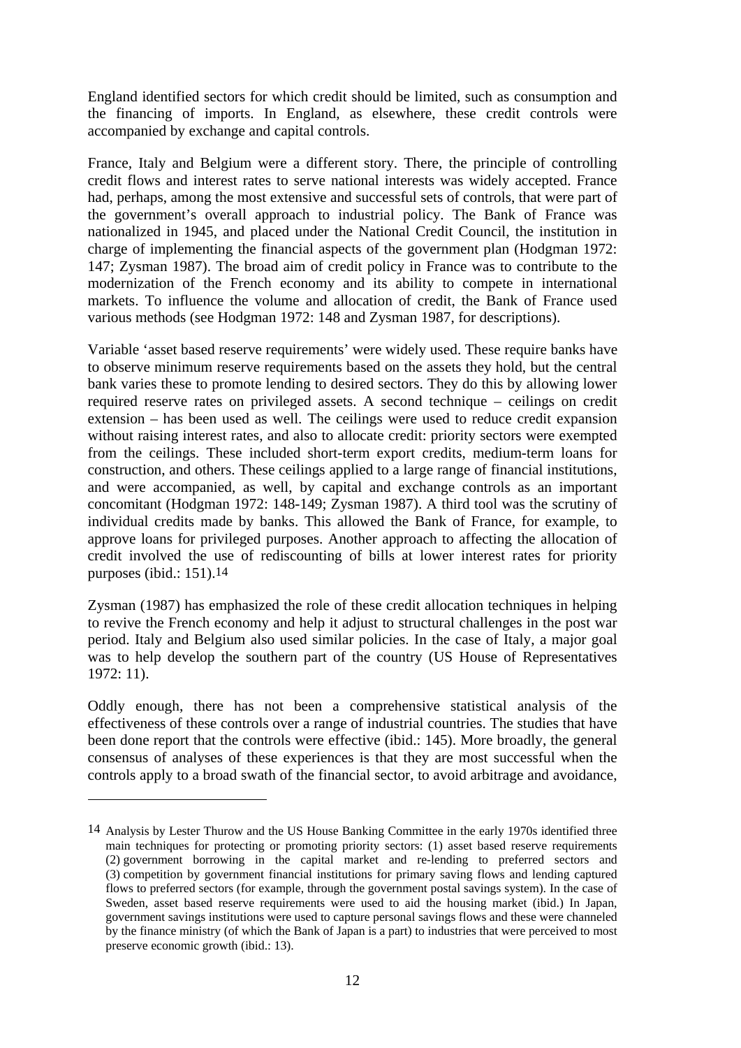England identified sectors for which credit should be limited, such as consumption and the financing of imports. In England, as elsewhere, these credit controls were accompanied by exchange and capital controls.

France, Italy and Belgium were a different story. There, the principle of controlling credit flows and interest rates to serve national interests was widely accepted. France had, perhaps, among the most extensive and successful sets of controls, that were part of the government's overall approach to industrial policy. The Bank of France was nationalized in 1945, and placed under the National Credit Council, the institution in charge of implementing the financial aspects of the government plan (Hodgman 1972: 147; Zysman 1987). The broad aim of credit policy in France was to contribute to the modernization of the French economy and its ability to compete in international markets. To influence the volume and allocation of credit, the Bank of France used various methods (see Hodgman 1972: 148 and Zysman 1987, for descriptions).

Variable 'asset based reserve requirements' were widely used. These require banks have to observe minimum reserve requirements based on the assets they hold, but the central bank varies these to promote lending to desired sectors. They do this by allowing lower required reserve rates on privileged assets. A second technique – ceilings on credit extension – has been used as well. The ceilings were used to reduce credit expansion without raising interest rates, and also to allocate credit: priority sectors were exempted from the ceilings. These included short-term export credits, medium-term loans for construction, and others. These ceilings applied to a large range of financial institutions, and were accompanied, as well, by capital and exchange controls as an important concomitant (Hodgman 1972: 148-149; Zysman 1987). A third tool was the scrutiny of individual credits made by banks. This allowed the Bank of France, for example, to approve loans for privileged purposes. Another approach to affecting the allocation of credit involved the use of rediscounting of bills at lower interest rates for priority purposes (ibid.: 151).[14]

Zysman (1987) has emphasized the role of these credit allocation techniques in helping to revive the French economy and help it adjust to structural challenges in the post war period. Italy and Belgium also used similar policies. In the case of Italy, a major goal was to help develop the southern part of the country (US House of Representatives 1972: 11).

Oddly enough, there has not been a comprehensive statistical analysis of the effectiveness of these controls over a range of industrial countries. The studies that have been done report that the controls were effective (ibid.: 145). More broadly, the general consensus of analyses of these experiences is that they are most successful when the controls apply to a broad swath of the financial sector, to avoid arbitrage and avoidance,

---

[14] Analysis by Lester Thurow and the US House Banking Committee in the early 1970s identified three main techniques for protecting or promoting priority sectors: (1) asset based reserve requirements (2) government borrowing in the capital market and re-lending to preferred sectors and (3) competition by government financial institutions for primary saving flows and lending captured flows to preferred sectors (for example, through the government postal savings system). In the case of Sweden, asset based reserve requirements were used to aid the housing market (ibid.) In Japan, government savings institutions were used to capture personal savings flows and these were channeled by the finance ministry (of which the Bank of Japan is a part) to industries that were perceived to most preserve economic growth (ibid.: 13).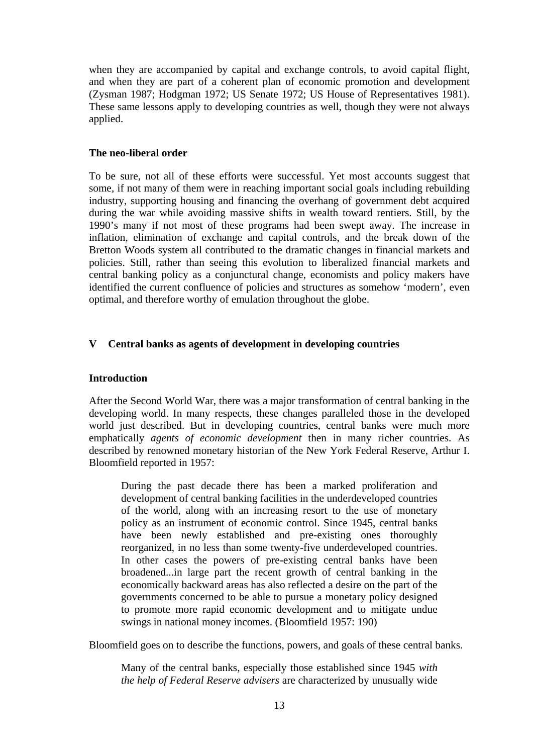when they are accompanied by capital and exchange controls, to avoid capital flight, and when they are part of a coherent plan of economic promotion and development (Zysman 1987; Hodgman 1972; US Senate 1972; US House of Representatives 1981). These same lessons apply to developing countries as well, though they were not always applied.

### The neo-liberal order

To be sure, not all of these efforts were successful. Yet most accounts suggest that some, if not many of them were in reaching important social goals including rebuilding industry, supporting housing and financing the overhang of government debt acquired during the war while avoiding massive shifts in wealth toward rentiers. Still, by the 1990's many if not most of these programs had been swept away. The increase in inflation, elimination of exchange and capital controls, and the break down of the Bretton Woods system all contributed to the dramatic changes in financial markets and policies. Still, rather than seeing this evolution to liberalized financial markets and central banking policy as a conjunctural change, economists and policy makers have identified the current confluence of policies and structures as somehow 'modern', even optimal, and therefore worthy of emulation throughout the globe.

## V Central banks as agents of development in developing countries

### Introduction

After the Second World War, there was a major transformation of central banking in the developing world. In many respects, these changes paralleled those in the developed world just described. But in developing countries, central banks were much more emphatically *agents of economic development* then in many richer countries. As described by renowned monetary historian of the New York Federal Reserve, Arthur I. Bloomfield reported in 1957:

> During the past decade there has been a marked proliferation and development of central banking facilities in the underdeveloped countries of the world, along with an increasing resort to the use of monetary policy as an instrument of economic control. Since 1945, central banks have been newly established and pre-existing ones thoroughly reorganized, in no less than some twenty-five underdeveloped countries. In other cases the powers of pre-existing central banks have been broadened...in large part the recent growth of central banking in the economically backward areas has also reflected a desire on the part of the governments concerned to be able to pursue a monetary policy designed to promote more rapid economic development and to mitigate undue swings in national money incomes. (Bloomfield 1957: 190)

Bloomfield goes on to describe the functions, powers, and goals of these central banks.

> Many of the central banks, especially those established since 1945 *with the help of Federal Reserve advisers* are characterized by unusually wide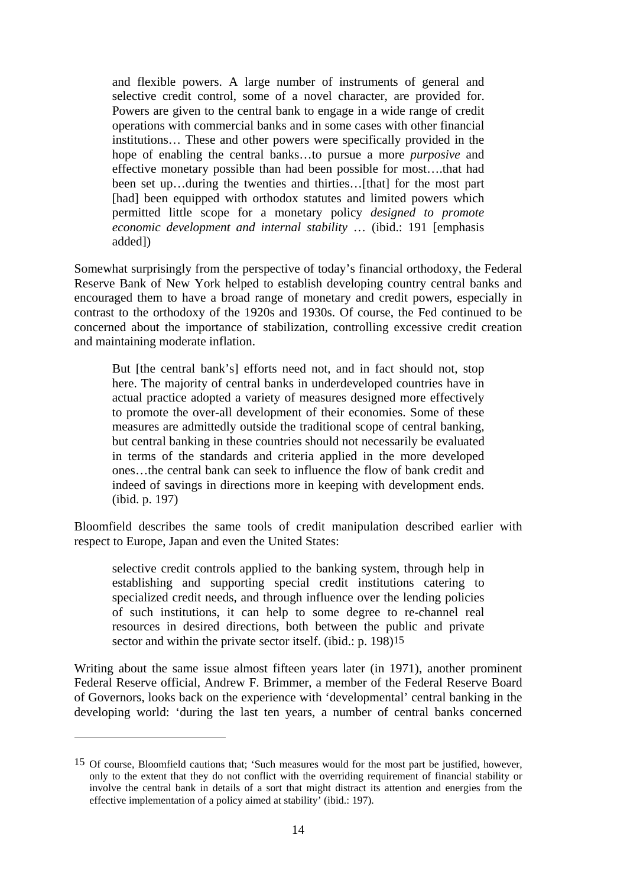> and flexible powers. A large number of instruments of general and selective credit control, some of a novel character, are provided for. Powers are given to the central bank to engage in a wide range of credit operations with commercial banks and in some cases with other financial institutions… These and other powers were specifically provided in the hope of enabling the central banks…to pursue a more *purposive* and effective monetary policy possible than had been possible for most….that had been set up…during the twenties and thirties…[that] for the most part [had] been equipped with orthodox statutes and limited powers which permitted little scope for a monetary policy *designed to promote economic development and internal stability* … (ibid.: 191 [emphasis added])

Somewhat surprisingly from the perspective of today's financial orthodoxy, the Federal Reserve Bank of New York helped to establish developing country central banks and encouraged them to have a broad range of monetary and credit powers, especially in contrast to the orthodoxy of the 1920s and 1930s. Of course, the Fed continued to be concerned about the importance of stabilization, controlling excessive credit creation and maintaining moderate inflation.

> But [the central bank's] efforts need not, and in fact should not, stop here. The majority of central banks in underdeveloped countries have in actual practice adopted a variety of measures designed more effectively to promote the over-all development of their economies. Some of these measures are admittedly outside the traditional scope of central banking, but central banking in these countries should not necessarily be evaluated in terms of the standards and criteria applied in the more developed ones…the central bank can seek to influence the flow of bank credit and indeed of savings in directions more in keeping with development ends. (ibid. p. 197)

Bloomfield describes the same tools of credit manipulation described earlier with respect to Europe, Japan and even the United States:

> selective credit controls applied to the banking system, through help in establishing and supporting special credit institutions catering to specialized credit needs, and through influence over the lending policies of such institutions, it can help to some degree to re-channel real resources in desired directions, both between the public and private sector and within the private sector itself. (ibid.: p. 198)[15]

Writing about the same issue almost fifteen years later (in 1971), another prominent Federal Reserve official, Andrew F. Brimmer, a member of the Federal Reserve Board of Governors, looks back on the experience with 'developmental' central banking in the developing world: 'during the last ten years, a number of central banks concerned

---

[15] Of course, Bloomfield cautions that; 'Such measures would for the most part be justified, however, only to the extent that they do not conflict with the overriding requirement of financial stability or involve the central bank in details of a sort that might distract its attention and energies from the effective implementation of a policy aimed at stability' (ibid.: 197).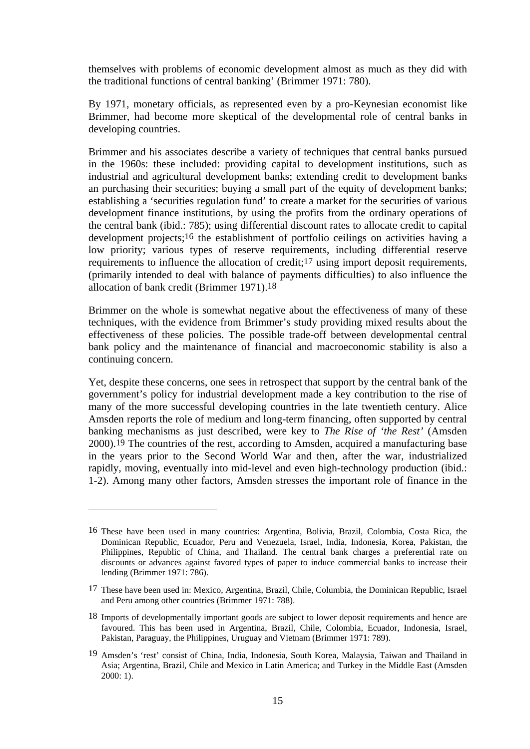themselves with problems of economic development almost as much as they did with the traditional functions of central banking' (Brimmer 1971: 780).

By 1971, monetary officials, as represented even by a pro-Keynesian economist like Brimmer, had become more skeptical of the developmental role of central banks in developing countries.

Brimmer and his associates describe a variety of techniques that central banks pursued in the 1960s: these included: providing capital to development institutions, such as industrial and agricultural development banks; extending credit to development banks an purchasing their securities; buying a small part of the equity of development banks; establishing a 'securities regulation fund' to create a market for the securities of various development finance institutions, by using the profits from the ordinary operations of the central bank (ibid.: 785); using differential discount rates to allocate credit to capital development projects;[16] the establishment of portfolio ceilings on activities having a low priority; various types of reserve requirements, including differential reserve requirements to influence the allocation of credit;[17] using import deposit requirements, (primarily intended to deal with balance of payments difficulties) to also influence the allocation of bank credit (Brimmer 1971).[18]

Brimmer on the whole is somewhat negative about the effectiveness of many of these techniques, with the evidence from Brimmer's study providing mixed results about the effectiveness of these policies. The possible trade-off between developmental central bank policy and the maintenance of financial and macroeconomic stability is also a continuing concern.

Yet, despite these concerns, one sees in retrospect that support by the central bank of the government's policy for industrial development made a key contribution to the rise of many of the more successful developing countries in the late twentieth century. Alice Amsden reports the role of medium and long-term financing, often supported by central banking mechanisms as just described, were key to *The Rise of 'the Rest'* (Amsden 2000).[19] The countries of the rest, according to Amsden, acquired a manufacturing base in the years prior to the Second World War and then, after the war, industrialized rapidly, moving, eventually into mid-level and even high-technology production (ibid.: 1-2). Among many other factors, Amsden stresses the important role of finance in the

---

[16] These have been used in many countries: Argentina, Bolivia, Brazil, Colombia, Costa Rica, the Dominican Republic, Ecuador, Peru and Venezuela, Israel, India, Indonesia, Korea, Pakistan, the Philippines, Republic of China, and Thailand. The central bank charges a preferential rate on discounts or advances against favored types of paper to induce commercial banks to increase their lending (Brimmer 1971: 786).

[17] These have been used in: Mexico, Argentina, Brazil, Chile, Columbia, the Dominican Republic, Israel and Peru among other countries (Brimmer 1971: 788).

[18] Imports of developmentally important goods are subject to lower deposit requirements and hence are favoured. This has been used in Argentina, Brazil, Chile, Colombia, Ecuador, Indonesia, Israel, Pakistan, Paraguay, the Philippines, Uruguay and Vietnam (Brimmer 1971: 789).

[19] Amsden's 'rest' consist of China, India, Indonesia, South Korea, Malaysia, Taiwan and Thailand in Asia; Argentina, Brazil, Chile and Mexico in Latin America; and Turkey in the Middle East (Amsden 2000: 1).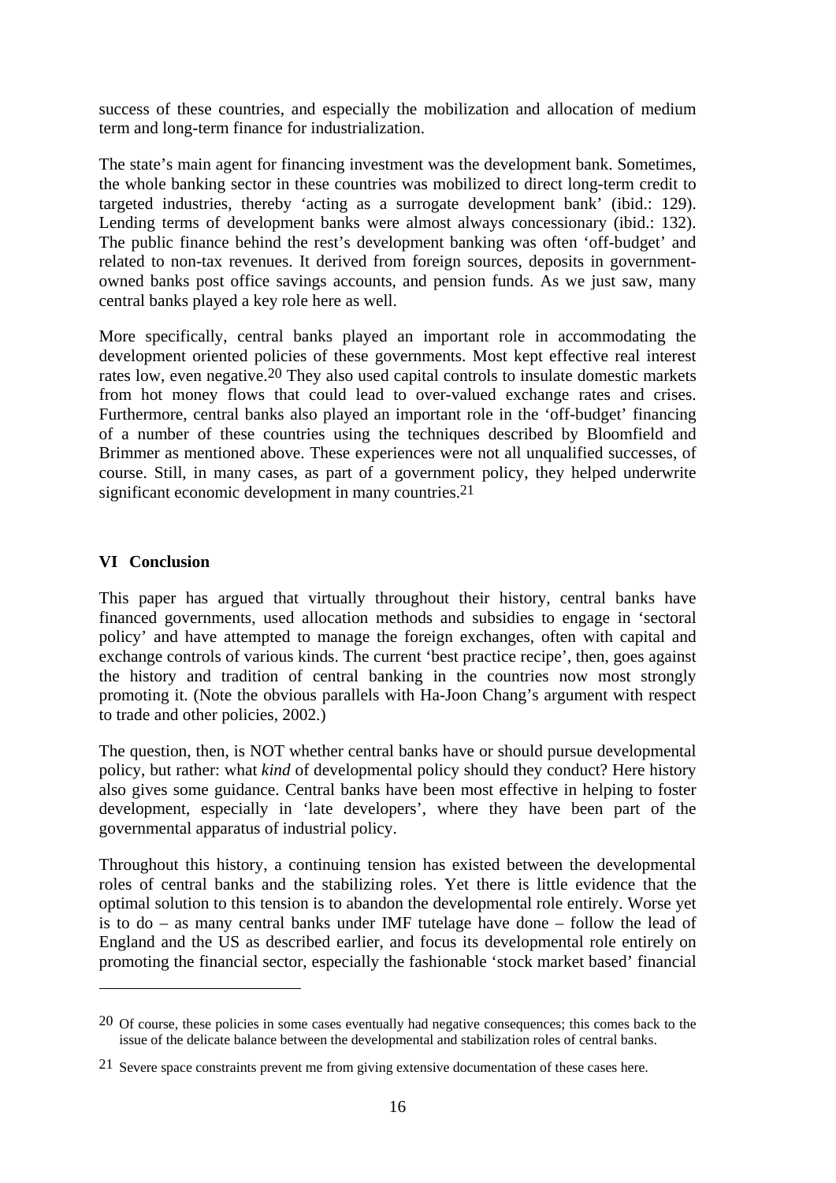success of these countries, and especially the mobilization and allocation of medium term and long-term finance for industrialization.

The state's main agent for financing investment was the development bank. Sometimes, the whole banking sector in these countries was mobilized to direct long-term credit to targeted industries, thereby 'acting as a surrogate development bank' (ibid.: 129). Lending terms of development banks were almost always concessionary (ibid.: 132). The public finance behind the rest's development banking was often 'off-budget' and related to non-tax revenues. It derived from foreign sources, deposits in government-owned banks post office savings accounts, and pension funds. As we just saw, many central banks played a key role here as well.

More specifically, central banks played an important role in accommodating the development oriented policies of these governments. Most kept effective real interest rates low, even negative.[20] They also used capital controls to insulate domestic markets from hot money flows that could lead to over-valued exchange rates and crises. Furthermore, central banks also played an important role in the 'off-budget' financing of a number of these countries using the techniques described by Bloomfield and Brimmer as mentioned above. These experiences were not all unqualified successes, of course. Still, in many cases, as part of a government policy, they helped underwrite significant economic development in many countries.[21]

## VI Conclusion

This paper has argued that virtually throughout their history, central banks have financed governments, used allocation methods and subsidies to engage in 'sectoral policy' and have attempted to manage the foreign exchanges, often with capital and exchange controls of various kinds. The current 'best practice recipe', then, goes against the history and tradition of central banking in the countries now most strongly promoting it. (Note the obvious parallels with Ha-Joon Chang's argument with respect to trade and other policies, 2002.)

The question, then, is NOT whether central banks have or should pursue developmental policy, but rather: what *kind* of developmental policy should they conduct? Here history also gives some guidance. Central banks have been most effective in helping to foster development, especially in 'late developers', where they have been part of the governmental apparatus of industrial policy.

Throughout this history, a continuing tension has existed between the developmental roles of central banks and the stabilizing roles. Yet there is little evidence that the optimal solution to this tension is to abandon the developmental role entirely. Worse yet is to do – as many central banks under IMF tutelage have done – follow the lead of England and the US as described earlier, and focus its developmental role entirely on promoting the financial sector, especially the fashionable 'stock market based' financial

---

[20] Of course, these policies in some cases eventually had negative consequences; this comes back to the issue of the delicate balance between the developmental and stabilization roles of central banks.

[21] Severe space constraints prevent me from giving extensive documentation of these cases here.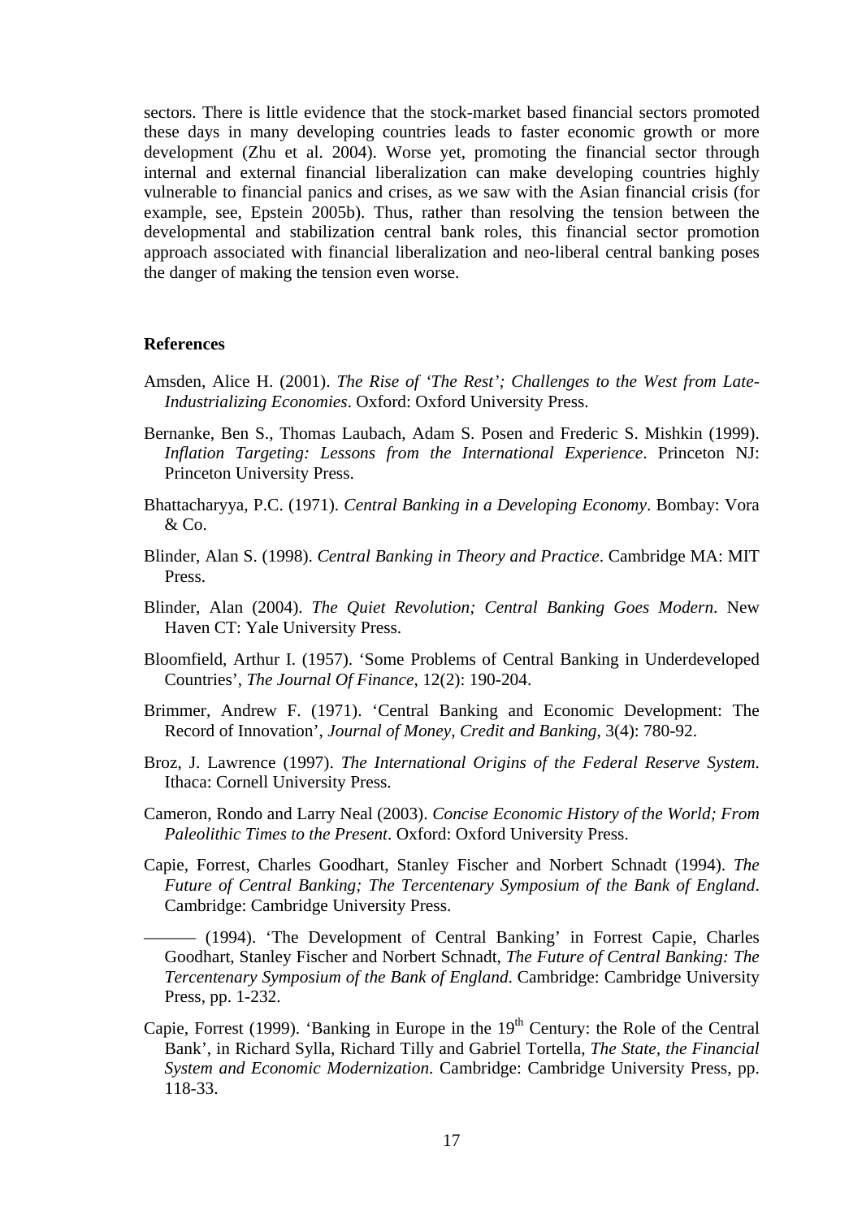sectors. There is little evidence that the stock-market based financial sectors promoted these days in many developing countries leads to faster economic growth or more development (Zhu et al. 2004). Worse yet, promoting the financial sector through internal and external financial liberalization can make developing countries highly vulnerable to financial panics and crises, as we saw with the Asian financial crisis (for example, see, Epstein 2005b). Thus, rather than resolving the tension between the developmental and stabilization central bank roles, this financial sector promotion approach associated with financial liberalization and neo-liberal central banking poses the danger of making the tension even worse.

## References

Amsden, Alice H. (2001). *The Rise of 'The Rest'; Challenges to the West from Late-Industrializing Economies*. Oxford: Oxford University Press.

Bernanke, Ben S., Thomas Laubach, Adam S. Posen and Frederic S. Mishkin (1999). *Inflation Targeting: Lessons from the International Experience*. Princeton NJ: Princeton University Press.

Bhattacharyya, P.C. (1971). *Central Banking in a Developing Economy*. Bombay: Vora & Co.

Blinder, Alan S. (1998). *Central Banking in Theory and Practice*. Cambridge MA: MIT Press.

Blinder, Alan (2004). *The Quiet Revolution; Central Banking Goes Modern*. New Haven CT: Yale University Press.

Bloomfield, Arthur I. (1957). 'Some Problems of Central Banking in Underdeveloped Countries', *The Journal Of Finance*, 12(2): 190-204.

Brimmer, Andrew F. (1971). 'Central Banking and Economic Development: The Record of Innovation', *Journal of Money, Credit and Banking*, 3(4): 780-92.

Broz, J. Lawrence (1997). *The International Origins of the Federal Reserve System*. Ithaca: Cornell University Press.

Cameron, Rondo and Larry Neal (2003). *Concise Economic History of the World; From Paleolithic Times to the Present*. Oxford: Oxford University Press.

Capie, Forrest, Charles Goodhart, Stanley Fischer and Norbert Schnadt (1994). *The Future of Central Banking; The Tercentenary Symposium of the Bank of England*. Cambridge: Cambridge University Press.

——— (1994). 'The Development of Central Banking' in Forrest Capie, Charles Goodhart, Stanley Fischer and Norbert Schnadt, *The Future of Central Banking: The Tercentenary Symposium of the Bank of England*. Cambridge: Cambridge University Press, pp. 1-232.

Capie, Forrest (1999). 'Banking in Europe in the 19th Century: the Role of the Central Bank', in Richard Sylla, Richard Tilly and Gabriel Tortella, *The State, the Financial System and Economic Modernization*. Cambridge: Cambridge University Press, pp. 118-33.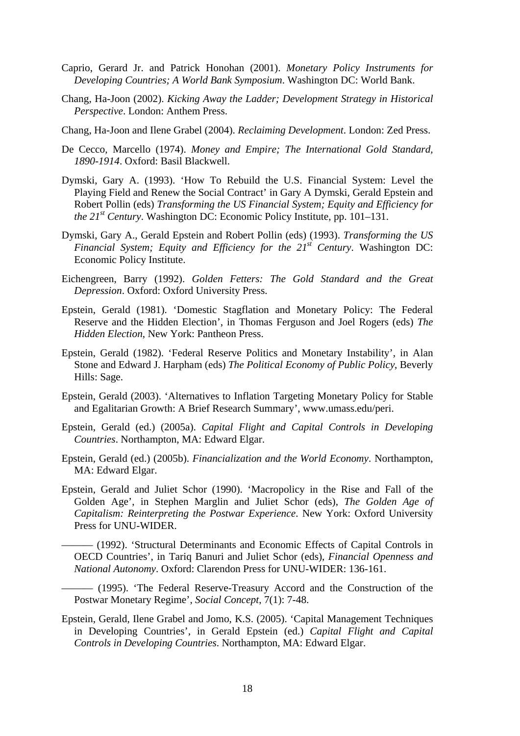Caprio, Gerard Jr. and Patrick Honohan (2001). *Monetary Policy Instruments for Developing Countries; A World Bank Symposium*. Washington DC: World Bank.

Chang, Ha-Joon (2002). *Kicking Away the Ladder; Development Strategy in Historical Perspective*. London: Anthem Press.

Chang, Ha-Joon and Ilene Grabel (2004). *Reclaiming Development*. London: Zed Press.

De Cecco, Marcello (1974). *Money and Empire; The International Gold Standard, 1890-1914*. Oxford: Basil Blackwell.

Dymski, Gary A. (1993). 'How To Rebuild the U.S. Financial System: Level the Playing Field and Renew the Social Contract' in Gary A Dymski, Gerald Epstein and Robert Pollin (eds) *Transforming the US Financial System; Equity and Efficiency for the 21st Century*. Washington DC: Economic Policy Institute, pp. 101–131.

Dymski, Gary A., Gerald Epstein and Robert Pollin (eds) (1993). *Transforming the US Financial System; Equity and Efficiency for the 21st Century*. Washington DC: Economic Policy Institute.

Eichengreen, Barry (1992). *Golden Fetters: The Gold Standard and the Great Depression*. Oxford: Oxford University Press.

Epstein, Gerald (1981). 'Domestic Stagflation and Monetary Policy: The Federal Reserve and the Hidden Election', in Thomas Ferguson and Joel Rogers (eds) *The Hidden Election*, New York: Pantheon Press.

Epstein, Gerald (1982). 'Federal Reserve Politics and Monetary Instability', in Alan Stone and Edward J. Harpham (eds) *The Political Economy of Public Policy*, Beverly Hills: Sage.

Epstein, Gerald (2003). 'Alternatives to Inflation Targeting Monetary Policy for Stable and Egalitarian Growth: A Brief Research Summary', www.umass.edu/peri.

Epstein, Gerald (ed.) (2005a). *Capital Flight and Capital Controls in Developing Countries*. Northampton, MA: Edward Elgar.

Epstein, Gerald (ed.) (2005b). *Financialization and the World Economy*. Northampton, MA: Edward Elgar.

Epstein, Gerald and Juliet Schor (1990). 'Macropolicy in the Rise and Fall of the Golden Age', in Stephen Marglin and Juliet Schor (eds), *The Golden Age of Capitalism: Reinterpreting the Postwar Experience*. New York: Oxford University Press for UNU-WIDER.

——— (1992). 'Structural Determinants and Economic Effects of Capital Controls in OECD Countries', in Tariq Banuri and Juliet Schor (eds), *Financial Openness and National Autonomy*. Oxford: Clarendon Press for UNU-WIDER: 136-161.

——— (1995). 'The Federal Reserve-Treasury Accord and the Construction of the Postwar Monetary Regime', *Social Concept*, 7(1): 7-48.

Epstein, Gerald, Ilene Grabel and Jomo, K.S. (2005). 'Capital Management Techniques in Developing Countries', in Gerald Epstein (ed.) *Capital Flight and Capital Controls in Developing Countries*. Northampton, MA: Edward Elgar.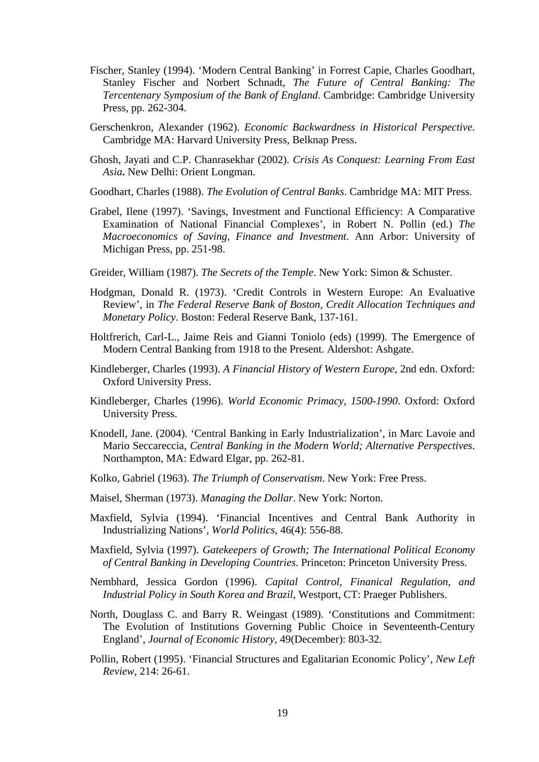Fischer, Stanley (1994). 'Modern Central Banking' in Forrest Capie, Charles Goodhart, Stanley Fischer and Norbert Schnadt, *The Future of Central Banking: The Tercentenary Symposium of the Bank of England*. Cambridge: Cambridge University Press, pp. 262-304.

Gerschenkron, Alexander (1962). *Economic Backwardness in Historical Perspective*. Cambridge MA: Harvard University Press, Belknap Press.

Ghosh, Jayati and C.P. Chanrasekhar (2002). *Crisis As Conquest: Learning From East Asia***.** New Delhi: Orient Longman.

Goodhart, Charles (1988). *The Evolution of Central Banks*. Cambridge MA: MIT Press.

Grabel, Ilene (1997). 'Savings, Investment and Functional Efficiency: A Comparative Examination of National Financial Complexes', in Robert N. Pollin (ed.) *The Macroeconomics of Saving, Finance and Investment*. Ann Arbor: University of Michigan Press, pp. 251-98.

Greider, William (1987). *The Secrets of the Temple*. New York: Simon & Schuster.

Hodgman, Donald R. (1973). 'Credit Controls in Western Europe: An Evaluative Review', in *The Federal Reserve Bank of Boston, Credit Allocation Techniques and Monetary Policy*. Boston: Federal Reserve Bank, 137-161.

Holtfrerich, Carl-L., Jaime Reis and Gianni Toniolo (eds) (1999). The Emergence of Modern Central Banking from 1918 to the Present. Aldershot: Ashgate.

Kindleberger, Charles (1993). *A Financial History of Western Europe*, 2nd edn. Oxford: Oxford University Press.

Kindleberger, Charles (1996). *World Economic Primacy, 1500-1990*. Oxford: Oxford University Press.

Knodell, Jane. (2004). 'Central Banking in Early Industrialization', in Marc Lavoie and Mario Seccareccia, *Central Banking in the Modern World; Alternative Perspectives*. Northampton, MA: Edward Elgar, pp. 262-81.

Kolko, Gabriel (1963). *The Triumph of Conservatism*. New York: Free Press.

Maisel, Sherman (1973). *Managing the Dollar*. New York: Norton.

Maxfield, Sylvia (1994). 'Financial Incentives and Central Bank Authority in Industrializing Nations', *World Politics*, 46(4): 556-88.

Maxfield, Sylvia (1997). *Gatekeepers of Growth; The International Political Economy of Central Banking in Developing Countries*. Princeton: Princeton University Press.

Nembhard, Jessica Gordon (1996). *Capital Control, Finanical Regulation, and Industrial Policy in South Korea and Brazil*, Westport, CT: Praeger Publishers.

North, Douglass C. and Barry R. Weingast (1989). 'Constitutions and Commitment: The Evolution of Institutions Governing Public Choice in Seventeenth-Century England', *Journal of Economic History*, 49(December): 803-32.

Pollin, Robert (1995). 'Financial Structures and Egalitarian Economic Policy', *New Left Review*, 214: 26-61.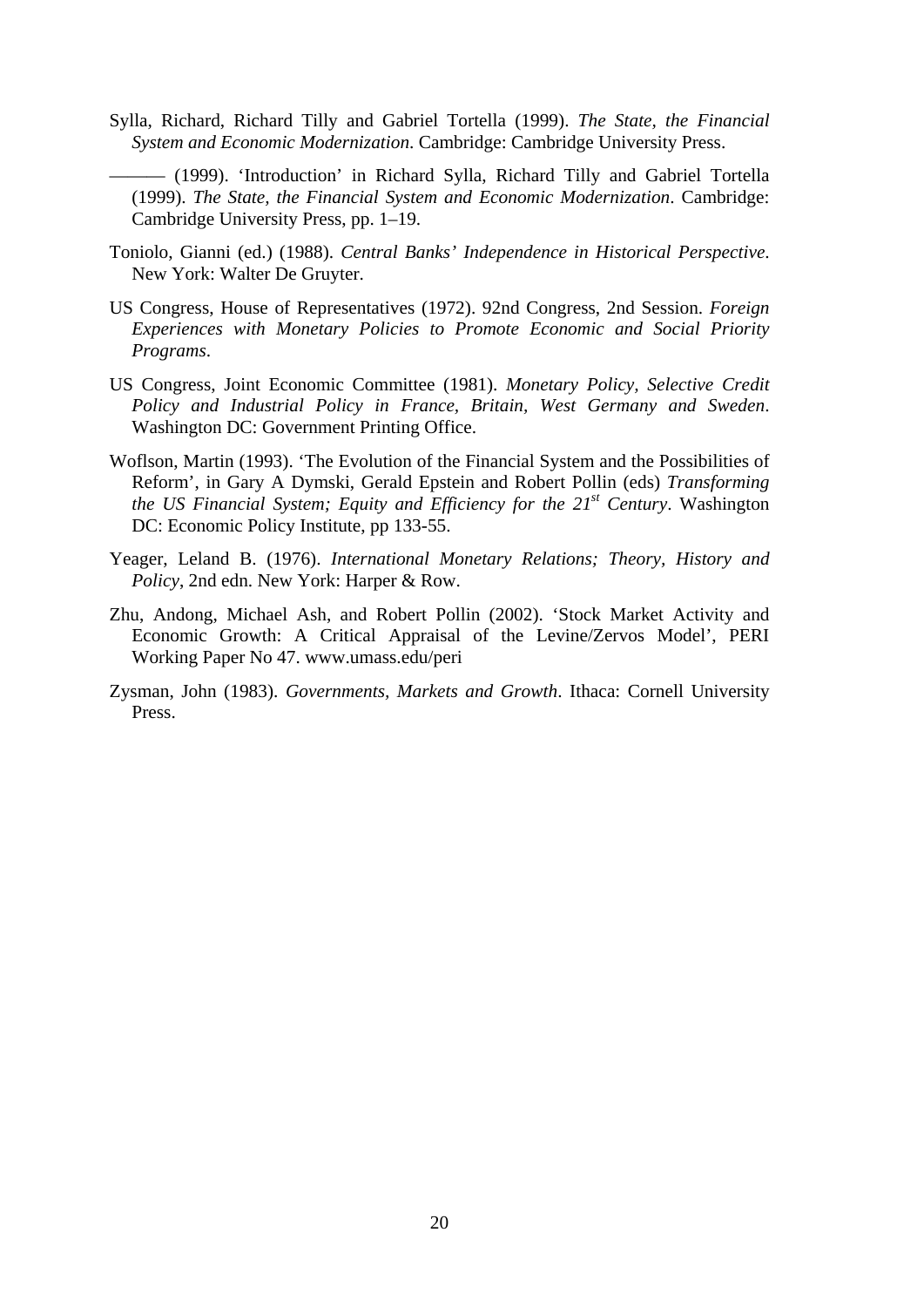Sylla, Richard, Richard Tilly and Gabriel Tortella (1999). *The State, the Financial System and Economic Modernization*. Cambridge: Cambridge University Press.

——— (1999). 'Introduction' in Richard Sylla, Richard Tilly and Gabriel Tortella (1999). *The State, the Financial System and Economic Modernization*. Cambridge: Cambridge University Press, pp. 1–19.

Toniolo, Gianni (ed.) (1988). *Central Banks' Independence in Historical Perspective*. New York: Walter De Gruyter.

US Congress, House of Representatives (1972). 92nd Congress, 2nd Session. *Foreign Experiences with Monetary Policies to Promote Economic and Social Priority Programs*.

US Congress, Joint Economic Committee (1981). *Monetary Policy, Selective Credit Policy and Industrial Policy in France, Britain, West Germany and Sweden*. Washington DC: Government Printing Office.

Woflson, Martin (1993). 'The Evolution of the Financial System and the Possibilities of Reform', in Gary A Dymski, Gerald Epstein and Robert Pollin (eds) *Transforming the US Financial System; Equity and Efficiency for the 21st Century*. Washington DC: Economic Policy Institute, pp 133-55.

Yeager, Leland B. (1976). *International Monetary Relations; Theory, History and Policy*, 2nd edn. New York: Harper & Row.

Zhu, Andong, Michael Ash, and Robert Pollin (2002). 'Stock Market Activity and Economic Growth: A Critical Appraisal of the Levine/Zervos Model', PERI Working Paper No 47. www.umass.edu/peri

Zysman, John (1983). *Governments, Markets and Growth*. Ithaca: Cornell University Press.